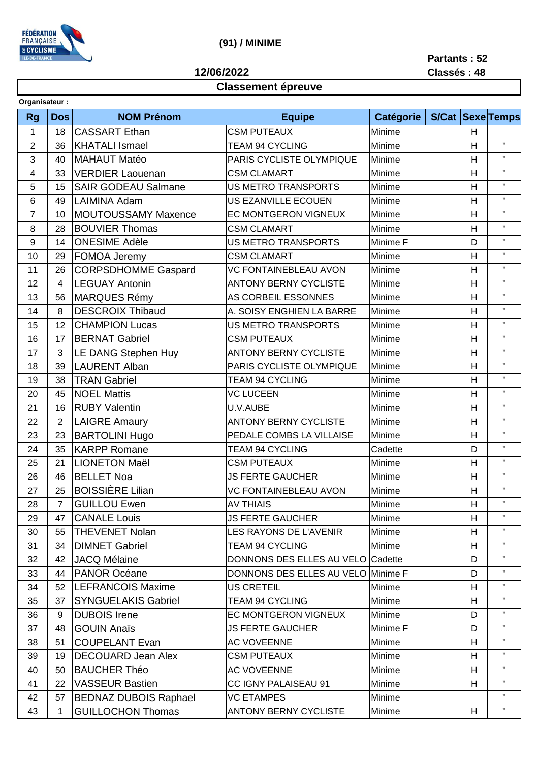(91) / MINIME

Partants : 52
Classés : 48

12/06/2022

## Classement épreuve

Organisateur :

| Rg | Dos | NOM Prénom | Equipe | Catégorie | S/Cat | Sexe | Temps |
|---|---|---|---|---|---|---|---|
| 1 | 18 | CASSART Ethan | CSM PUTEAUX | Minime | | H | |
| 2 | 36 | KHATALI Ismael | TEAM 94 CYCLING | Minime | | H | " |
| 3 | 40 | MAHAUT Matéo | PARIS CYCLISTE OLYMPIQUE | Minime | | H | " |
| 4 | 33 | VERDIER Laouenan | CSM CLAMART | Minime | | H | " |
| 5 | 15 | SAIR GODEAU Salmane | US METRO TRANSPORTS | Minime | | H | " |
| 6 | 49 | LAIMINA Adam | US EZANVILLE ECOUEN | Minime | | H | " |
| 7 | 10 | MOUTOUSSAMY Maxence | EC MONTGERON VIGNEUX | Minime | | H | " |
| 8 | 28 | BOUVIER Thomas | CSM CLAMART | Minime | | H | " |
| 9 | 14 | ONESIME Adèle | US METRO TRANSPORTS | Minime F | | D | " |
| 10 | 29 | FOMOA Jeremy | CSM CLAMART | Minime | | H | " |
| 11 | 26 | CORPSDHOMME Gaspard | VC FONTAINEBLEAU AVON | Minime | | H | " |
| 12 | 4 | LEGUAY Antonin | ANTONY BERNY CYCLISTE | Minime | | H | " |
| 13 | 56 | MARQUES Rémy | AS CORBEIL ESSONNES | Minime | | H | " |
| 14 | 8 | DESCROIX Thibaud | A. SOISY ENGHIEN LA BARRE | Minime | | H | " |
| 15 | 12 | CHAMPION Lucas | US METRO TRANSPORTS | Minime | | H | " |
| 16 | 17 | BERNAT Gabriel | CSM PUTEAUX | Minime | | H | " |
| 17 | 3 | LE DANG Stephen Huy | ANTONY BERNY CYCLISTE | Minime | | H | " |
| 18 | 39 | LAURENT Alban | PARIS CYCLISTE OLYMPIQUE | Minime | | H | " |
| 19 | 38 | TRAN Gabriel | TEAM 94 CYCLING | Minime | | H | " |
| 20 | 45 | NOEL Mattis | VC LUCEEN | Minime | | H | " |
| 21 | 16 | RUBY Valentin | U.V.AUBE | Minime | | H | " |
| 22 | 2 | LAIGRE Amaury | ANTONY BERNY CYCLISTE | Minime | | H | " |
| 23 | 23 | BARTOLINI Hugo | PEDALE COMBS LA VILLAISE | Minime | | H | " |
| 24 | 35 | KARPP Romane | TEAM 94 CYCLING | Cadette | | D | " |
| 25 | 21 | LIONETON Maël | CSM PUTEAUX | Minime | | H | " |
| 26 | 46 | BELLET Noa | JS FERTE GAUCHER | Minime | | H | " |
| 27 | 25 | BOISSIÈRE Lilian | VC FONTAINEBLEAU AVON | Minime | | H | " |
| 28 | 7 | GUILLOU Ewen | AV THIAIS | Minime | | H | " |
| 29 | 47 | CANALE Louis | JS FERTE GAUCHER | Minime | | H | " |
| 30 | 55 | THEVENET Nolan | LES RAYONS DE L'AVENIR | Minime | | H | " |
| 31 | 34 | DIMNET Gabriel | TEAM 94 CYCLING | Minime | | H | " |
| 32 | 42 | JACQ Mélaine | DONNONS DES ELLES AU VELO | Cadette | | D | " |
| 33 | 44 | PANOR Océane | DONNONS DES ELLES AU VELO | Minime F | | D | " |
| 34 | 52 | LEFRANCOIS Maxime | US CRETEIL | Minime | | H | " |
| 35 | 37 | SYNGUELAKIS Gabriel | TEAM 94 CYCLING | Minime | | H | " |
| 36 | 9 | DUBOIS Irene | EC MONTGERON VIGNEUX | Minime | | D | " |
| 37 | 48 | GOUIN Anaïs | JS FERTE GAUCHER | Minime F | | D | " |
| 38 | 51 | COUPELANT Evan | AC VOVEENNE | Minime | | H | " |
| 39 | 19 | DECOUARD Jean Alex | CSM PUTEAUX | Minime | | H | " |
| 40 | 50 | BAUCHER Théo | AC VOVEENNE | Minime | | H | " |
| 41 | 22 | VASSEUR Bastien | CC IGNY PALAISEAU 91 | Minime | | H | " |
| 42 | 57 | BEDNAZ DUBOIS Raphael | VC ETAMPES | Minime | | | " |
| 43 | 1 | GUILLOCHON Thomas | ANTONY BERNY CYCLISTE | Minime | | H | " |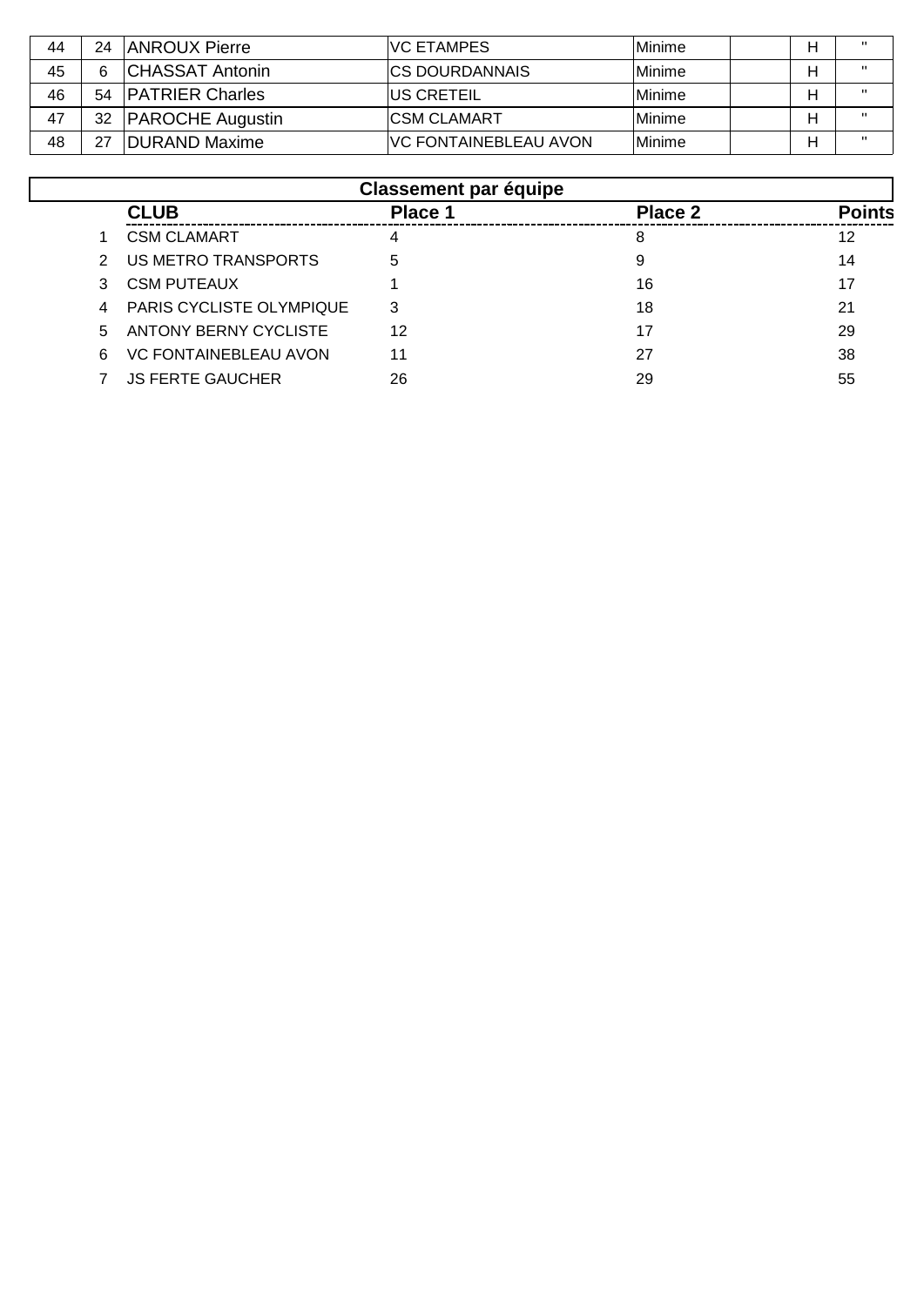| | | | | | | | |
|---|---|---|---|---|---|---|---|
| 44 | 24 | ANROUX Pierre | VC ETAMPES | Minime | | H | " |
| 45 | 6 | CHASSAT Antonin | CS DOURDANNAIS | Minime | | H | " |
| 46 | 54 | PATRIER Charles | US CRETEIL | Minime | | H | " |
| 47 | 32 | PAROCHE Augustin | CSM CLAMART | Minime | | H | " |
| 48 | 27 | DURAND Maxime | VC FONTAINEBLEAU AVON | Minime | | H | " |

## Classement par équipe

| | CLUB | Place 1 | Place 2 | Points |
|---|---|---|---|---|
| 1 | CSM CLAMART | 4 | 8 | 12 |
| 2 | US METRO TRANSPORTS | 5 | 9 | 14 |
| 3 | CSM PUTEAUX | 1 | 16 | 17 |
| 4 | PARIS CYCLISTE OLYMPIQUE | 3 | 18 | 21 |
| 5 | ANTONY BERNY CYCLISTE | 12 | 17 | 29 |
| 6 | VC FONTAINEBLEAU AVON | 11 | 27 | 38 |
| 7 | JS FERTE GAUCHER | 26 | 29 | 55 |